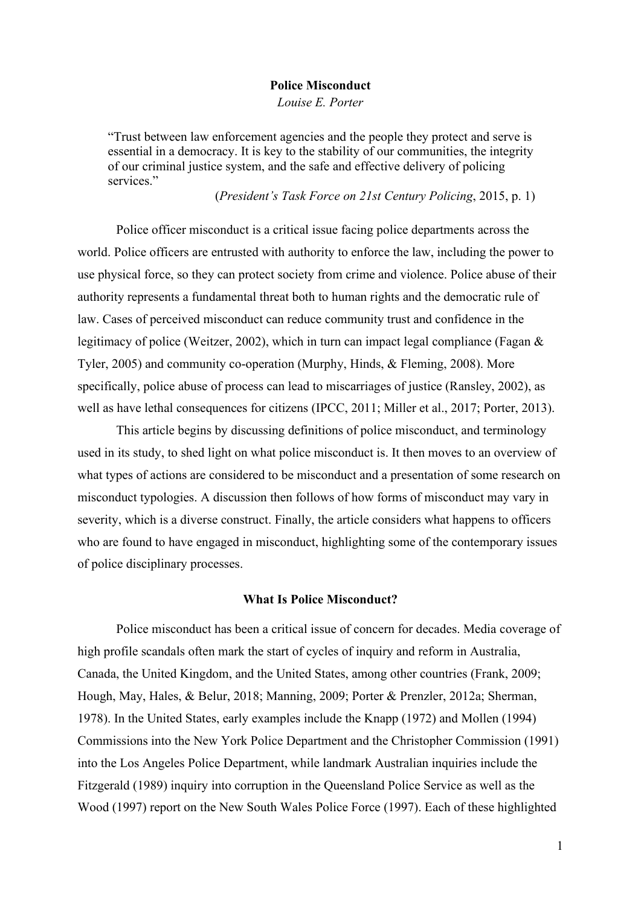# Police Misconduct

*Louise E. Porter*

> "Trust between law enforcement agencies and the people they protect and serve is essential in a democracy. It is key to the stability of our communities, the integrity of our criminal justice system, and the safe and effective delivery of policing services."
>
> (*President's Task Force on 21st Century Policing*, 2015, p. 1)

Police officer misconduct is a critical issue facing police departments across the world. Police officers are entrusted with authority to enforce the law, including the power to use physical force, so they can protect society from crime and violence. Police abuse of their authority represents a fundamental threat both to human rights and the democratic rule of law. Cases of perceived misconduct can reduce community trust and confidence in the legitimacy of police (Weitzer, 2002), which in turn can impact legal compliance (Fagan & Tyler, 2005) and community co-operation (Murphy, Hinds, & Fleming, 2008). More specifically, police abuse of process can lead to miscarriages of justice (Ransley, 2002), as well as have lethal consequences for citizens (IPCC, 2011; Miller et al., 2017; Porter, 2013).

This article begins by discussing definitions of police misconduct, and terminology used in its study, to shed light on what police misconduct is. It then moves to an overview of what types of actions are considered to be misconduct and a presentation of some research on misconduct typologies. A discussion then follows of how forms of misconduct may vary in severity, which is a diverse construct. Finally, the article considers what happens to officers who are found to have engaged in misconduct, highlighting some of the contemporary issues of police disciplinary processes.

## What Is Police Misconduct?

Police misconduct has been a critical issue of concern for decades. Media coverage of high profile scandals often mark the start of cycles of inquiry and reform in Australia, Canada, the United Kingdom, and the United States, among other countries (Frank, 2009; Hough, May, Hales, & Belur, 2018; Manning, 2009; Porter & Prenzler, 2012a; Sherman, 1978). In the United States, early examples include the Knapp (1972) and Mollen (1994) Commissions into the New York Police Department and the Christopher Commission (1991) into the Los Angeles Police Department, while landmark Australian inquiries include the Fitzgerald (1989) inquiry into corruption in the Queensland Police Service as well as the Wood (1997) report on the New South Wales Police Force (1997). Each of these highlighted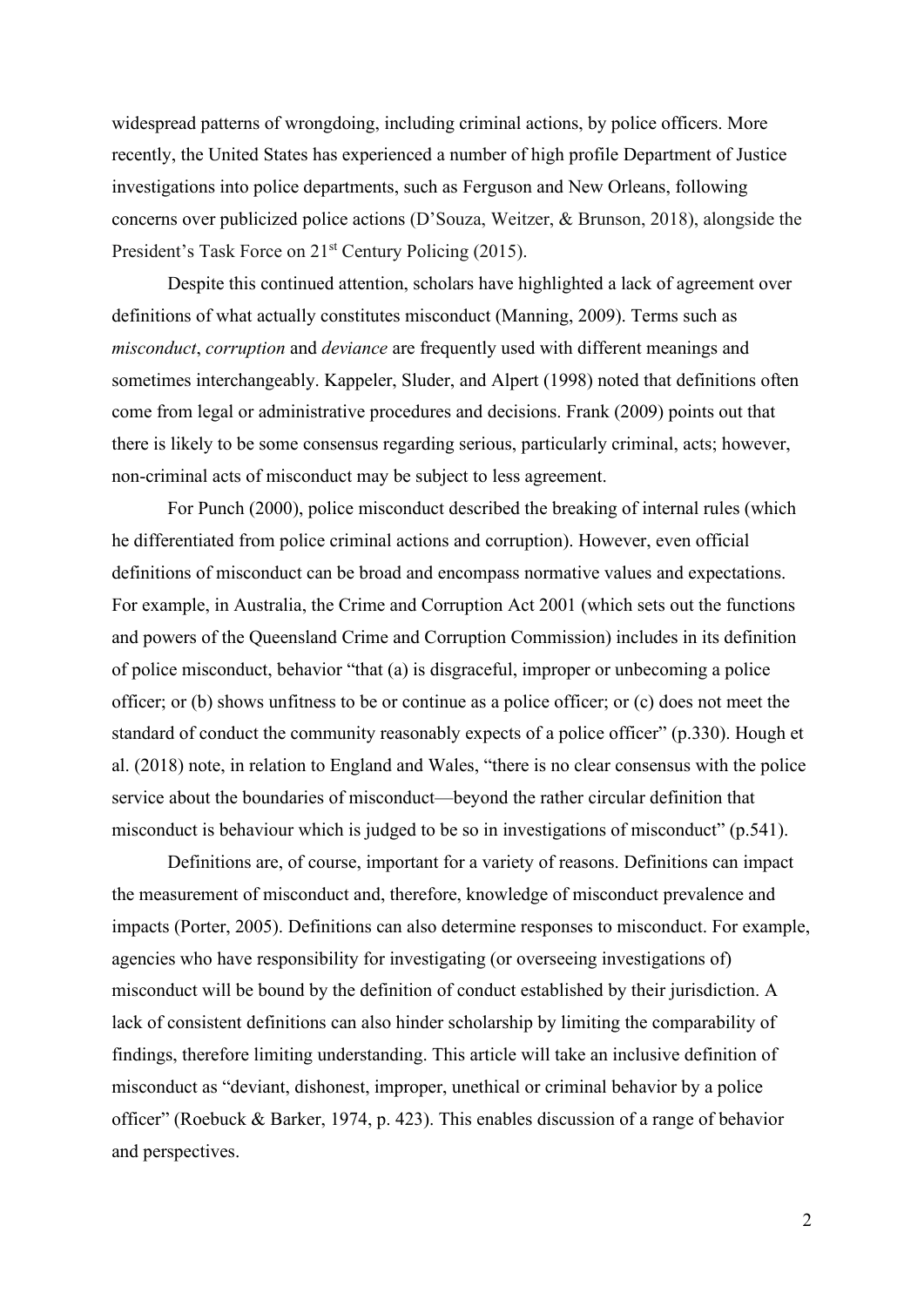widespread patterns of wrongdoing, including criminal actions, by police officers. More recently, the United States has experienced a number of high profile Department of Justice investigations into police departments, such as Ferguson and New Orleans, following concerns over publicized police actions (D'Souza, Weitzer, & Brunson, 2018), alongside the President's Task Force on 21st Century Policing (2015).

Despite this continued attention, scholars have highlighted a lack of agreement over definitions of what actually constitutes misconduct (Manning, 2009). Terms such as *misconduct*, *corruption* and *deviance* are frequently used with different meanings and sometimes interchangeably. Kappeler, Sluder, and Alpert (1998) noted that definitions often come from legal or administrative procedures and decisions. Frank (2009) points out that there is likely to be some consensus regarding serious, particularly criminal, acts; however, non-criminal acts of misconduct may be subject to less agreement.

For Punch (2000), police misconduct described the breaking of internal rules (which he differentiated from police criminal actions and corruption). However, even official definitions of misconduct can be broad and encompass normative values and expectations. For example, in Australia, the Crime and Corruption Act 2001 (which sets out the functions and powers of the Queensland Crime and Corruption Commission) includes in its definition of police misconduct, behavior "that (a) is disgraceful, improper or unbecoming a police officer; or (b) shows unfitness to be or continue as a police officer; or (c) does not meet the standard of conduct the community reasonably expects of a police officer" (p.330). Hough et al. (2018) note, in relation to England and Wales, "there is no clear consensus with the police service about the boundaries of misconduct—beyond the rather circular definition that misconduct is behaviour which is judged to be so in investigations of misconduct" (p.541).

Definitions are, of course, important for a variety of reasons. Definitions can impact the measurement of misconduct and, therefore, knowledge of misconduct prevalence and impacts (Porter, 2005). Definitions can also determine responses to misconduct. For example, agencies who have responsibility for investigating (or overseeing investigations of) misconduct will be bound by the definition of conduct established by their jurisdiction. A lack of consistent definitions can also hinder scholarship by limiting the comparability of findings, therefore limiting understanding. This article will take an inclusive definition of misconduct as "deviant, dishonest, improper, unethical or criminal behavior by a police officer" (Roebuck & Barker, 1974, p. 423). This enables discussion of a range of behavior and perspectives.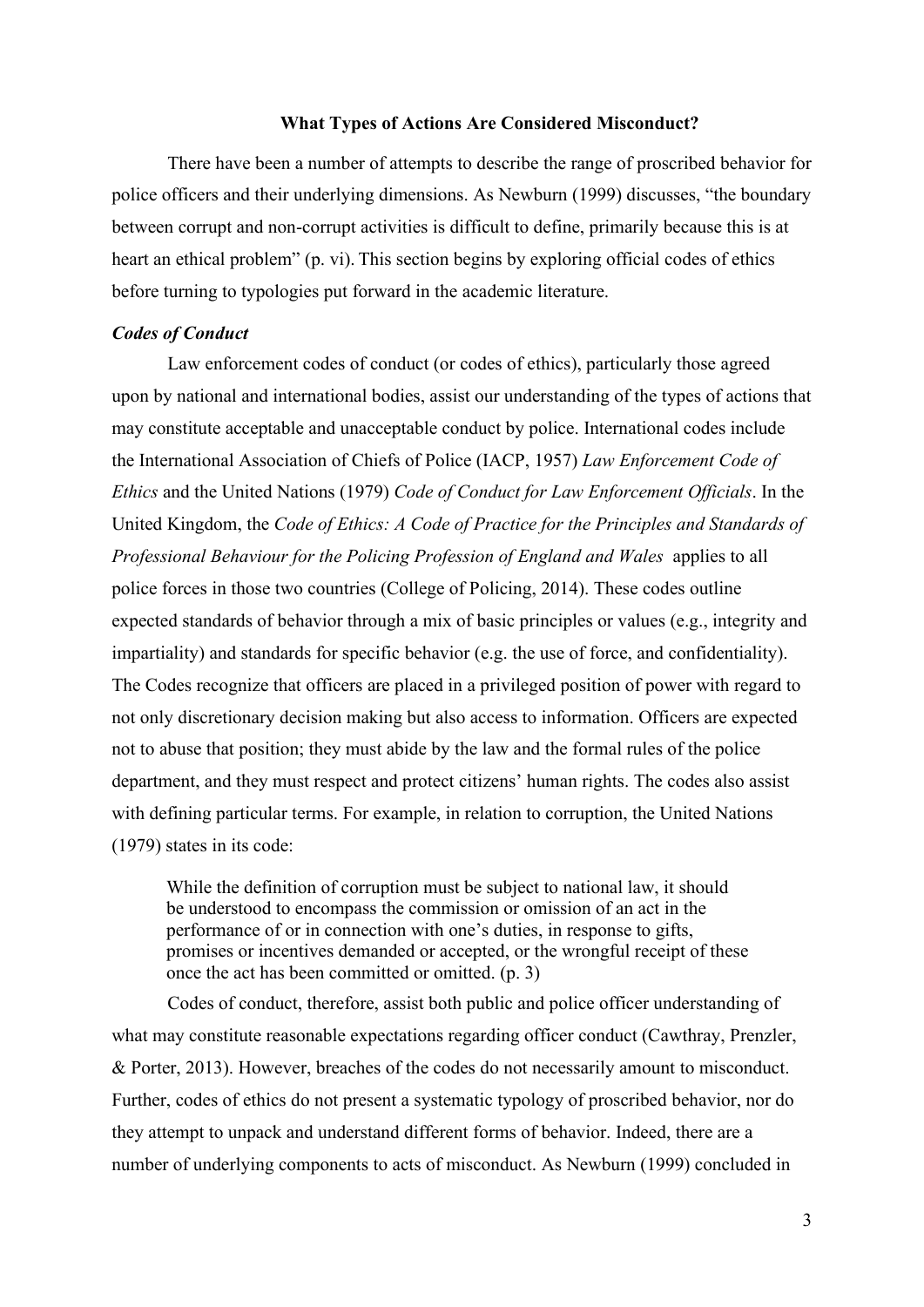## What Types of Actions Are Considered Misconduct?

There have been a number of attempts to describe the range of proscribed behavior for police officers and their underlying dimensions. As Newburn (1999) discusses, "the boundary between corrupt and non-corrupt activities is difficult to define, primarily because this is at heart an ethical problem" (p. vi). This section begins by exploring official codes of ethics before turning to typologies put forward in the academic literature.

### *Codes of Conduct*

Law enforcement codes of conduct (or codes of ethics), particularly those agreed upon by national and international bodies, assist our understanding of the types of actions that may constitute acceptable and unacceptable conduct by police. International codes include the International Association of Chiefs of Police (IACP, 1957) *Law Enforcement Code of Ethics* and the United Nations (1979) *Code of Conduct for Law Enforcement Officials*. In the United Kingdom, the *Code of Ethics: A Code of Practice for the Principles and Standards of Professional Behaviour for the Policing Profession of England and Wales* applies to all police forces in those two countries (College of Policing, 2014). These codes outline expected standards of behavior through a mix of basic principles or values (e.g., integrity and impartiality) and standards for specific behavior (e.g. the use of force, and confidentiality). The Codes recognize that officers are placed in a privileged position of power with regard to not only discretionary decision making but also access to information. Officers are expected not to abuse that position; they must abide by the law and the formal rules of the police department, and they must respect and protect citizens' human rights. The codes also assist with defining particular terms. For example, in relation to corruption, the United Nations (1979) states in its code:

> While the definition of corruption must be subject to national law, it should be understood to encompass the commission or omission of an act in the performance of or in connection with one's duties, in response to gifts, promises or incentives demanded or accepted, or the wrongful receipt of these once the act has been committed or omitted. (p. 3)

Codes of conduct, therefore, assist both public and police officer understanding of what may constitute reasonable expectations regarding officer conduct (Cawthray, Prenzler, & Porter, 2013). However, breaches of the codes do not necessarily amount to misconduct. Further, codes of ethics do not present a systematic typology of proscribed behavior, nor do they attempt to unpack and understand different forms of behavior. Indeed, there are a number of underlying components to acts of misconduct. As Newburn (1999) concluded in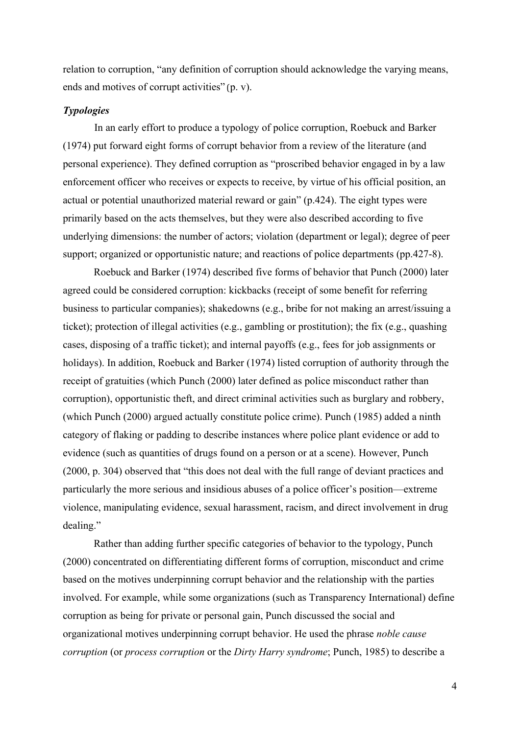relation to corruption, "any definition of corruption should acknowledge the varying means, ends and motives of corrupt activities" (p. v).

### *Typologies*

In an early effort to produce a typology of police corruption, Roebuck and Barker (1974) put forward eight forms of corrupt behavior from a review of the literature (and personal experience). They defined corruption as "proscribed behavior engaged in by a law enforcement officer who receives or expects to receive, by virtue of his official position, an actual or potential unauthorized material reward or gain" (p.424). The eight types were primarily based on the acts themselves, but they were also described according to five underlying dimensions: the number of actors; violation (department or legal); degree of peer support; organized or opportunistic nature; and reactions of police departments (pp.427-8).

Roebuck and Barker (1974) described five forms of behavior that Punch (2000) later agreed could be considered corruption: kickbacks (receipt of some benefit for referring business to particular companies); shakedowns (e.g., bribe for not making an arrest/issuing a ticket); protection of illegal activities (e.g., gambling or prostitution); the fix (e.g., quashing cases, disposing of a traffic ticket); and internal payoffs (e.g., fees for job assignments or holidays). In addition, Roebuck and Barker (1974) listed corruption of authority through the receipt of gratuities (which Punch (2000) later defined as police misconduct rather than corruption), opportunistic theft, and direct criminal activities such as burglary and robbery, (which Punch (2000) argued actually constitute police crime). Punch (1985) added a ninth category of flaking or padding to describe instances where police plant evidence or add to evidence (such as quantities of drugs found on a person or at a scene). However, Punch (2000, p. 304) observed that "this does not deal with the full range of deviant practices and particularly the more serious and insidious abuses of a police officer's position—extreme violence, manipulating evidence, sexual harassment, racism, and direct involvement in drug dealing."

Rather than adding further specific categories of behavior to the typology, Punch (2000) concentrated on differentiating different forms of corruption, misconduct and crime based on the motives underpinning corrupt behavior and the relationship with the parties involved. For example, while some organizations (such as Transparency International) define corruption as being for private or personal gain, Punch discussed the social and organizational motives underpinning corrupt behavior. He used the phrase *noble cause corruption* (or *process corruption* or the *Dirty Harry syndrome*; Punch, 1985) to describe a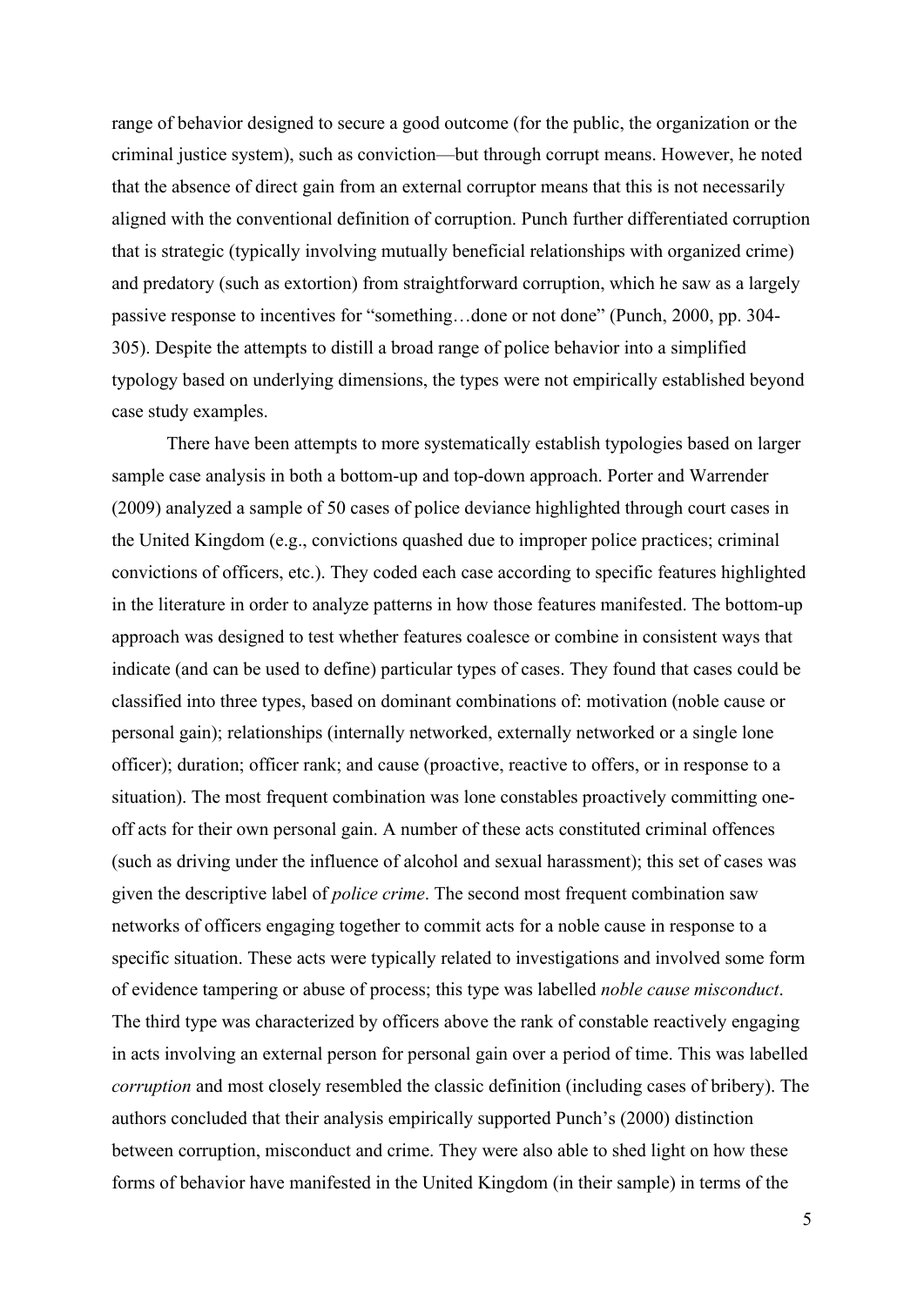range of behavior designed to secure a good outcome (for the public, the organization or the criminal justice system), such as conviction—but through corrupt means. However, he noted that the absence of direct gain from an external corruptor means that this is not necessarily aligned with the conventional definition of corruption. Punch further differentiated corruption that is strategic (typically involving mutually beneficial relationships with organized crime) and predatory (such as extortion) from straightforward corruption, which he saw as a largely passive response to incentives for "something…done or not done" (Punch, 2000, pp. 304-305). Despite the attempts to distill a broad range of police behavior into a simplified typology based on underlying dimensions, the types were not empirically established beyond case study examples.

There have been attempts to more systematically establish typologies based on larger sample case analysis in both a bottom-up and top-down approach. Porter and Warrender (2009) analyzed a sample of 50 cases of police deviance highlighted through court cases in the United Kingdom (e.g., convictions quashed due to improper police practices; criminal convictions of officers, etc.). They coded each case according to specific features highlighted in the literature in order to analyze patterns in how those features manifested. The bottom-up approach was designed to test whether features coalesce or combine in consistent ways that indicate (and can be used to define) particular types of cases. They found that cases could be classified into three types, based on dominant combinations of: motivation (noble cause or personal gain); relationships (internally networked, externally networked or a single lone officer); duration; officer rank; and cause (proactive, reactive to offers, or in response to a situation). The most frequent combination was lone constables proactively committing one-off acts for their own personal gain. A number of these acts constituted criminal offences (such as driving under the influence of alcohol and sexual harassment); this set of cases was given the descriptive label of *police crime*. The second most frequent combination saw networks of officers engaging together to commit acts for a noble cause in response to a specific situation. These acts were typically related to investigations and involved some form of evidence tampering or abuse of process; this type was labelled *noble cause misconduct*. The third type was characterized by officers above the rank of constable reactively engaging in acts involving an external person for personal gain over a period of time. This was labelled *corruption* and most closely resembled the classic definition (including cases of bribery). The authors concluded that their analysis empirically supported Punch's (2000) distinction between corruption, misconduct and crime. They were also able to shed light on how these forms of behavior have manifested in the United Kingdom (in their sample) in terms of the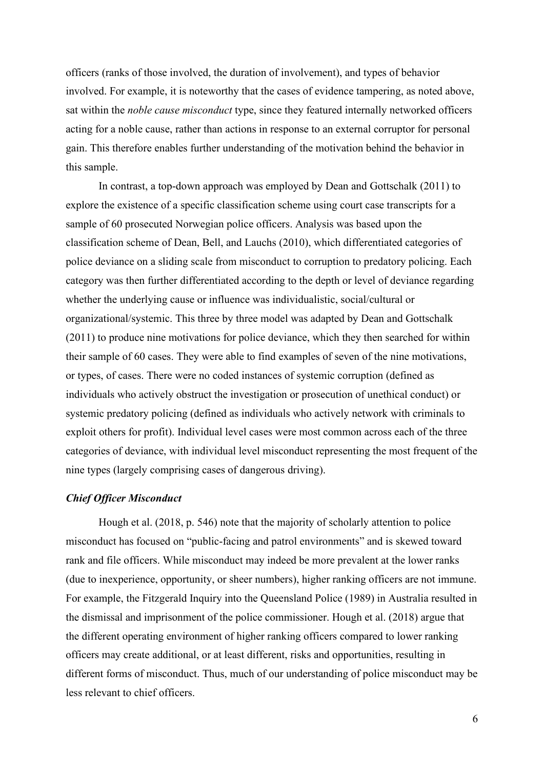officers (ranks of those involved, the duration of involvement), and types of behavior involved. For example, it is noteworthy that the cases of evidence tampering, as noted above, sat within the *noble cause misconduct* type, since they featured internally networked officers acting for a noble cause, rather than actions in response to an external corruptor for personal gain. This therefore enables further understanding of the motivation behind the behavior in this sample.

In contrast, a top-down approach was employed by Dean and Gottschalk (2011) to explore the existence of a specific classification scheme using court case transcripts for a sample of 60 prosecuted Norwegian police officers. Analysis was based upon the classification scheme of Dean, Bell, and Lauchs (2010), which differentiated categories of police deviance on a sliding scale from misconduct to corruption to predatory policing. Each category was then further differentiated according to the depth or level of deviance regarding whether the underlying cause or influence was individualistic, social/cultural or organizational/systemic. This three by three model was adapted by Dean and Gottschalk (2011) to produce nine motivations for police deviance, which they then searched for within their sample of 60 cases. They were able to find examples of seven of the nine motivations, or types, of cases. There were no coded instances of systemic corruption (defined as individuals who actively obstruct the investigation or prosecution of unethical conduct) or systemic predatory policing (defined as individuals who actively network with criminals to exploit others for profit). Individual level cases were most common across each of the three categories of deviance, with individual level misconduct representing the most frequent of the nine types (largely comprising cases of dangerous driving).

### *Chief Officer Misconduct*

Hough et al. (2018, p. 546) note that the majority of scholarly attention to police misconduct has focused on "public-facing and patrol environments" and is skewed toward rank and file officers. While misconduct may indeed be more prevalent at the lower ranks (due to inexperience, opportunity, or sheer numbers), higher ranking officers are not immune. For example, the Fitzgerald Inquiry into the Queensland Police (1989) in Australia resulted in the dismissal and imprisonment of the police commissioner. Hough et al. (2018) argue that the different operating environment of higher ranking officers compared to lower ranking officers may create additional, or at least different, risks and opportunities, resulting in different forms of misconduct. Thus, much of our understanding of police misconduct may be less relevant to chief officers.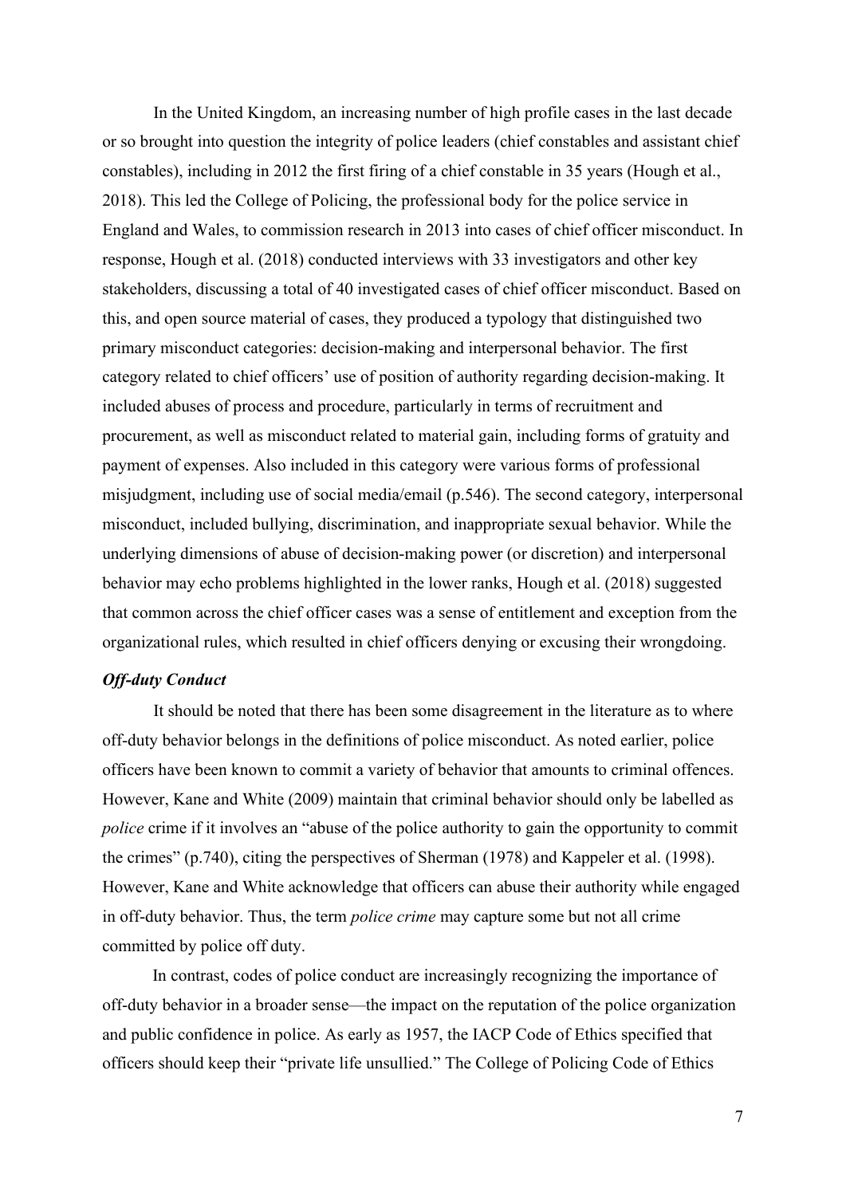In the United Kingdom, an increasing number of high profile cases in the last decade or so brought into question the integrity of police leaders (chief constables and assistant chief constables), including in 2012 the first firing of a chief constable in 35 years (Hough et al., 2018). This led the College of Policing, the professional body for the police service in England and Wales, to commission research in 2013 into cases of chief officer misconduct. In response, Hough et al. (2018) conducted interviews with 33 investigators and other key stakeholders, discussing a total of 40 investigated cases of chief officer misconduct. Based on this, and open source material of cases, they produced a typology that distinguished two primary misconduct categories: decision-making and interpersonal behavior. The first category related to chief officers' use of position of authority regarding decision-making. It included abuses of process and procedure, particularly in terms of recruitment and procurement, as well as misconduct related to material gain, including forms of gratuity and payment of expenses. Also included in this category were various forms of professional misjudgment, including use of social media/email (p.546). The second category, interpersonal misconduct, included bullying, discrimination, and inappropriate sexual behavior. While the underlying dimensions of abuse of decision-making power (or discretion) and interpersonal behavior may echo problems highlighted in the lower ranks, Hough et al. (2018) suggested that common across the chief officer cases was a sense of entitlement and exception from the organizational rules, which resulted in chief officers denying or excusing their wrongdoing.

### *Off-duty Conduct*

It should be noted that there has been some disagreement in the literature as to where off-duty behavior belongs in the definitions of police misconduct. As noted earlier, police officers have been known to commit a variety of behavior that amounts to criminal offences. However, Kane and White (2009) maintain that criminal behavior should only be labelled as *police* crime if it involves an "abuse of the police authority to gain the opportunity to commit the crimes" (p.740), citing the perspectives of Sherman (1978) and Kappeler et al. (1998). However, Kane and White acknowledge that officers can abuse their authority while engaged in off-duty behavior. Thus, the term *police crime* may capture some but not all crime committed by police off duty.

In contrast, codes of police conduct are increasingly recognizing the importance of off-duty behavior in a broader sense—the impact on the reputation of the police organization and public confidence in police. As early as 1957, the IACP Code of Ethics specified that officers should keep their "private life unsullied." The College of Policing Code of Ethics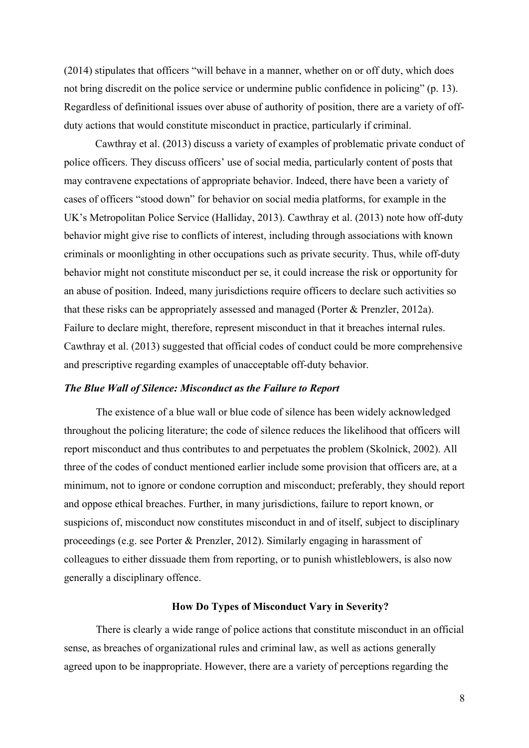(2014) stipulates that officers "will behave in a manner, whether on or off duty, which does not bring discredit on the police service or undermine public confidence in policing" (p. 13). Regardless of definitional issues over abuse of authority of position, there are a variety of off-duty actions that would constitute misconduct in practice, particularly if criminal.

Cawthray et al. (2013) discuss a variety of examples of problematic private conduct of police officers. They discuss officers' use of social media, particularly content of posts that may contravene expectations of appropriate behavior. Indeed, there have been a variety of cases of officers "stood down" for behavior on social media platforms, for example in the UK's Metropolitan Police Service (Halliday, 2013). Cawthray et al. (2013) note how off-duty behavior might give rise to conflicts of interest, including through associations with known criminals or moonlighting in other occupations such as private security. Thus, while off-duty behavior might not constitute misconduct per se, it could increase the risk or opportunity for an abuse of position. Indeed, many jurisdictions require officers to declare such activities so that these risks can be appropriately assessed and managed (Porter & Prenzler, 2012a). Failure to declare might, therefore, represent misconduct in that it breaches internal rules. Cawthray et al. (2013) suggested that official codes of conduct could be more comprehensive and prescriptive regarding examples of unacceptable off-duty behavior.

### *The Blue Wall of Silence: Misconduct as the Failure to Report*

The existence of a blue wall or blue code of silence has been widely acknowledged throughout the policing literature; the code of silence reduces the likelihood that officers will report misconduct and thus contributes to and perpetuates the problem (Skolnick, 2002). All three of the codes of conduct mentioned earlier include some provision that officers are, at a minimum, not to ignore or condone corruption and misconduct; preferably, they should report and oppose ethical breaches. Further, in many jurisdictions, failure to report known, or suspicions of, misconduct now constitutes misconduct in and of itself, subject to disciplinary proceedings (e.g. see Porter & Prenzler, 2012). Similarly engaging in harassment of colleagues to either dissuade them from reporting, or to punish whistleblowers, is also now generally a disciplinary offence.

## How Do Types of Misconduct Vary in Severity?

There is clearly a wide range of police actions that constitute misconduct in an official sense, as breaches of organizational rules and criminal law, as well as actions generally agreed upon to be inappropriate. However, there are a variety of perceptions regarding the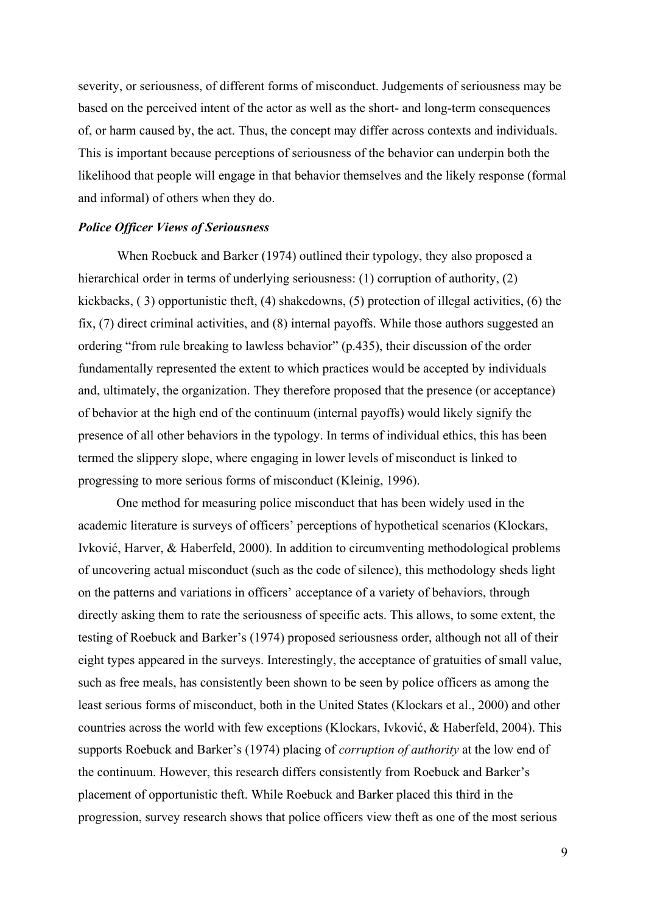severity, or seriousness, of different forms of misconduct. Judgements of seriousness may be based on the perceived intent of the actor as well as the short- and long-term consequences of, or harm caused by, the act. Thus, the concept may differ across contexts and individuals. This is important because perceptions of seriousness of the behavior can underpin both the likelihood that people will engage in that behavior themselves and the likely response (formal and informal) of others when they do.

### *Police Officer Views of Seriousness*

When Roebuck and Barker (1974) outlined their typology, they also proposed a hierarchical order in terms of underlying seriousness: (1) corruption of authority, (2) kickbacks, ( 3) opportunistic theft, (4) shakedowns, (5) protection of illegal activities, (6) the fix, (7) direct criminal activities, and (8) internal payoffs. While those authors suggested an ordering "from rule breaking to lawless behavior" (p.435), their discussion of the order fundamentally represented the extent to which practices would be accepted by individuals and, ultimately, the organization. They therefore proposed that the presence (or acceptance) of behavior at the high end of the continuum (internal payoffs) would likely signify the presence of all other behaviors in the typology. In terms of individual ethics, this has been termed the slippery slope, where engaging in lower levels of misconduct is linked to progressing to more serious forms of misconduct (Kleinig, 1996).

One method for measuring police misconduct that has been widely used in the academic literature is surveys of officers' perceptions of hypothetical scenarios (Klockars, Ivković, Harver, & Haberfeld, 2000). In addition to circumventing methodological problems of uncovering actual misconduct (such as the code of silence), this methodology sheds light on the patterns and variations in officers' acceptance of a variety of behaviors, through directly asking them to rate the seriousness of specific acts. This allows, to some extent, the testing of Roebuck and Barker's (1974) proposed seriousness order, although not all of their eight types appeared in the surveys. Interestingly, the acceptance of gratuities of small value, such as free meals, has consistently been shown to be seen by police officers as among the least serious forms of misconduct, both in the United States (Klockars et al., 2000) and other countries across the world with few exceptions (Klockars, Ivković, & Haberfeld, 2004). This supports Roebuck and Barker's (1974) placing of *corruption of authority* at the low end of the continuum. However, this research differs consistently from Roebuck and Barker's placement of opportunistic theft. While Roebuck and Barker placed this third in the progression, survey research shows that police officers view theft as one of the most serious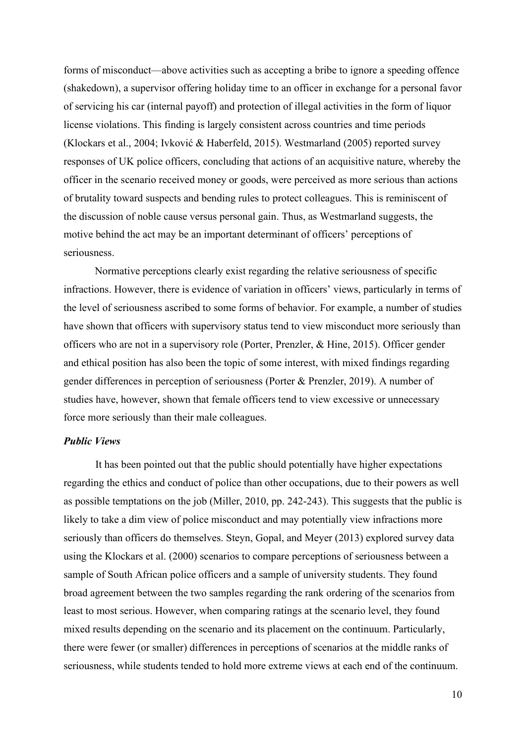forms of misconduct—above activities such as accepting a bribe to ignore a speeding offence (shakedown), a supervisor offering holiday time to an officer in exchange for a personal favor of servicing his car (internal payoff) and protection of illegal activities in the form of liquor license violations. This finding is largely consistent across countries and time periods (Klockars et al., 2004; Ivković & Haberfeld, 2015). Westmarland (2005) reported survey responses of UK police officers, concluding that actions of an acquisitive nature, whereby the officer in the scenario received money or goods, were perceived as more serious than actions of brutality toward suspects and bending rules to protect colleagues. This is reminiscent of the discussion of noble cause versus personal gain. Thus, as Westmarland suggests, the motive behind the act may be an important determinant of officers' perceptions of seriousness.

Normative perceptions clearly exist regarding the relative seriousness of specific infractions. However, there is evidence of variation in officers' views, particularly in terms of the level of seriousness ascribed to some forms of behavior. For example, a number of studies have shown that officers with supervisory status tend to view misconduct more seriously than officers who are not in a supervisory role (Porter, Prenzler, & Hine, 2015). Officer gender and ethical position has also been the topic of some interest, with mixed findings regarding gender differences in perception of seriousness (Porter & Prenzler, 2019). A number of studies have, however, shown that female officers tend to view excessive or unnecessary force more seriously than their male colleagues.

### *Public Views*

It has been pointed out that the public should potentially have higher expectations regarding the ethics and conduct of police than other occupations, due to their powers as well as possible temptations on the job (Miller, 2010, pp. 242-243). This suggests that the public is likely to take a dim view of police misconduct and may potentially view infractions more seriously than officers do themselves. Steyn, Gopal, and Meyer (2013) explored survey data using the Klockars et al. (2000) scenarios to compare perceptions of seriousness between a sample of South African police officers and a sample of university students. They found broad agreement between the two samples regarding the rank ordering of the scenarios from least to most serious. However, when comparing ratings at the scenario level, they found mixed results depending on the scenario and its placement on the continuum. Particularly, there were fewer (or smaller) differences in perceptions of scenarios at the middle ranks of seriousness, while students tended to hold more extreme views at each end of the continuum.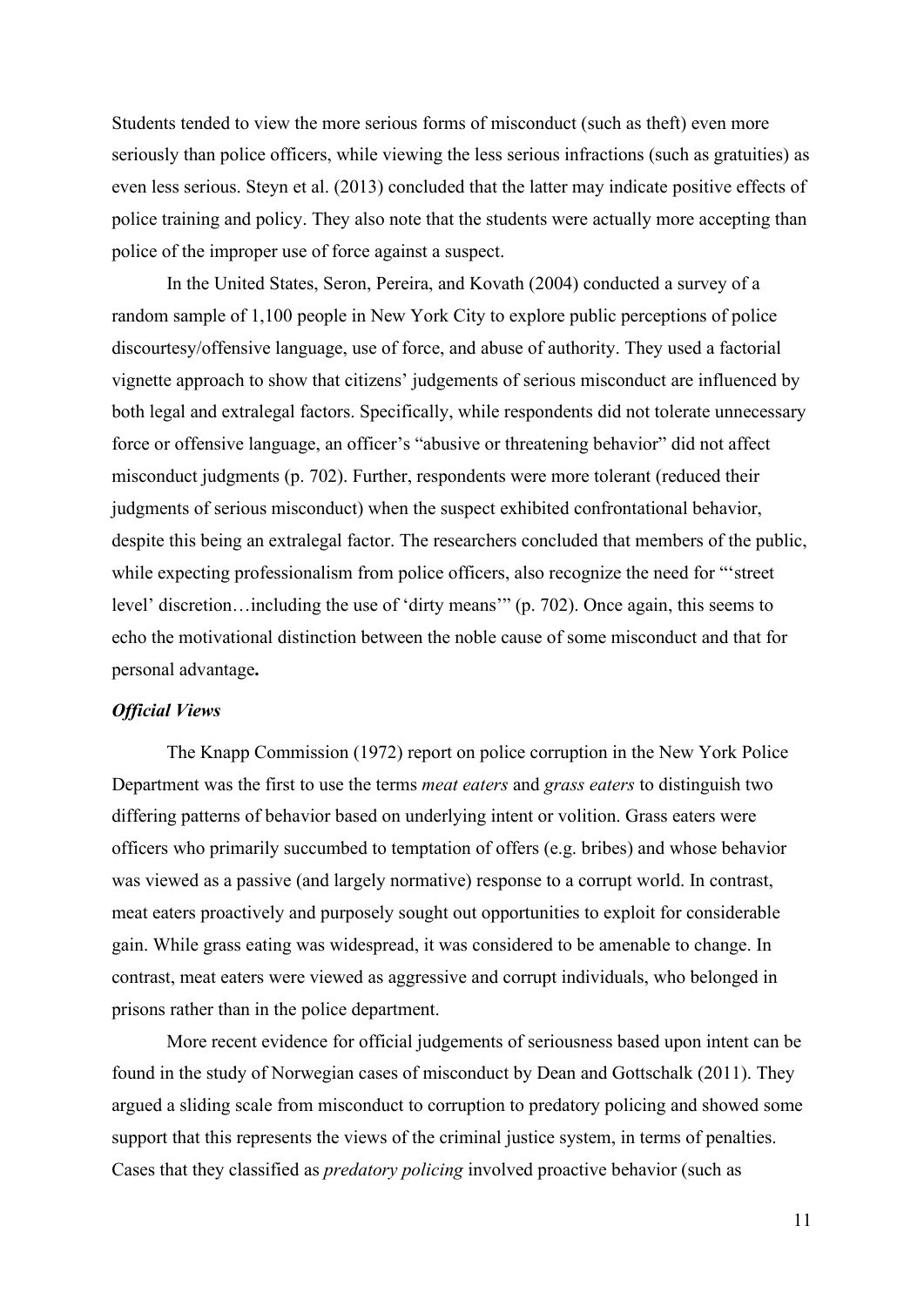Students tended to view the more serious forms of misconduct (such as theft) even more seriously than police officers, while viewing the less serious infractions (such as gratuities) as even less serious. Steyn et al. (2013) concluded that the latter may indicate positive effects of police training and policy. They also note that the students were actually more accepting than police of the improper use of force against a suspect.

In the United States, Seron, Pereira, and Kovath (2004) conducted a survey of a random sample of 1,100 people in New York City to explore public perceptions of police discourtesy/offensive language, use of force, and abuse of authority. They used a factorial vignette approach to show that citizens' judgements of serious misconduct are influenced by both legal and extralegal factors. Specifically, while respondents did not tolerate unnecessary force or offensive language, an officer's "abusive or threatening behavior" did not affect misconduct judgments (p. 702). Further, respondents were more tolerant (reduced their judgments of serious misconduct) when the suspect exhibited confrontational behavior, despite this being an extralegal factor. The researchers concluded that members of the public, while expecting professionalism from police officers, also recognize the need for "'street level' discretion…including the use of 'dirty means'" (p. 702). Once again, this seems to echo the motivational distinction between the noble cause of some misconduct and that for personal advantage**.**

### *Official Views*

The Knapp Commission (1972) report on police corruption in the New York Police Department was the first to use the terms *meat eaters* and *grass eaters* to distinguish two differing patterns of behavior based on underlying intent or volition. Grass eaters were officers who primarily succumbed to temptation of offers (e.g. bribes) and whose behavior was viewed as a passive (and largely normative) response to a corrupt world. In contrast, meat eaters proactively and purposely sought out opportunities to exploit for considerable gain. While grass eating was widespread, it was considered to be amenable to change. In contrast, meat eaters were viewed as aggressive and corrupt individuals, who belonged in prisons rather than in the police department.

More recent evidence for official judgements of seriousness based upon intent can be found in the study of Norwegian cases of misconduct by Dean and Gottschalk (2011). They argued a sliding scale from misconduct to corruption to predatory policing and showed some support that this represents the views of the criminal justice system, in terms of penalties. Cases that they classified as *predatory policing* involved proactive behavior (such as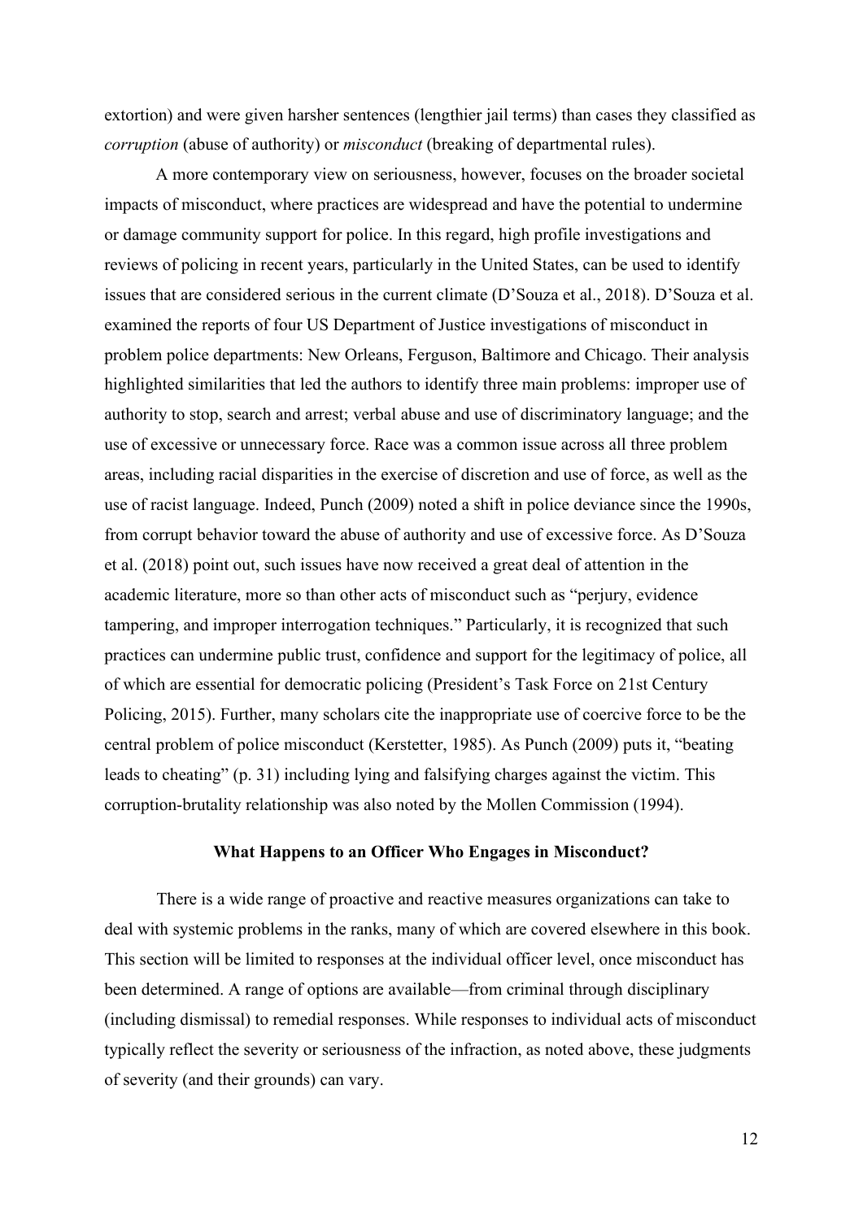extortion) and were given harsher sentences (lengthier jail terms) than cases they classified as *corruption* (abuse of authority) or *misconduct* (breaking of departmental rules).

A more contemporary view on seriousness, however, focuses on the broader societal impacts of misconduct, where practices are widespread and have the potential to undermine or damage community support for police. In this regard, high profile investigations and reviews of policing in recent years, particularly in the United States, can be used to identify issues that are considered serious in the current climate (D'Souza et al., 2018). D'Souza et al. examined the reports of four US Department of Justice investigations of misconduct in problem police departments: New Orleans, Ferguson, Baltimore and Chicago. Their analysis highlighted similarities that led the authors to identify three main problems: improper use of authority to stop, search and arrest; verbal abuse and use of discriminatory language; and the use of excessive or unnecessary force. Race was a common issue across all three problem areas, including racial disparities in the exercise of discretion and use of force, as well as the use of racist language. Indeed, Punch (2009) noted a shift in police deviance since the 1990s, from corrupt behavior toward the abuse of authority and use of excessive force. As D'Souza et al. (2018) point out, such issues have now received a great deal of attention in the academic literature, more so than other acts of misconduct such as "perjury, evidence tampering, and improper interrogation techniques." Particularly, it is recognized that such practices can undermine public trust, confidence and support for the legitimacy of police, all of which are essential for democratic policing (President's Task Force on 21st Century Policing, 2015). Further, many scholars cite the inappropriate use of coercive force to be the central problem of police misconduct (Kerstetter, 1985). As Punch (2009) puts it, "beating leads to cheating" (p. 31) including lying and falsifying charges against the victim. This corruption-brutality relationship was also noted by the Mollen Commission (1994).

## What Happens to an Officer Who Engages in Misconduct?

There is a wide range of proactive and reactive measures organizations can take to deal with systemic problems in the ranks, many of which are covered elsewhere in this book. This section will be limited to responses at the individual officer level, once misconduct has been determined. A range of options are available—from criminal through disciplinary (including dismissal) to remedial responses. While responses to individual acts of misconduct typically reflect the severity or seriousness of the infraction, as noted above, these judgments of severity (and their grounds) can vary.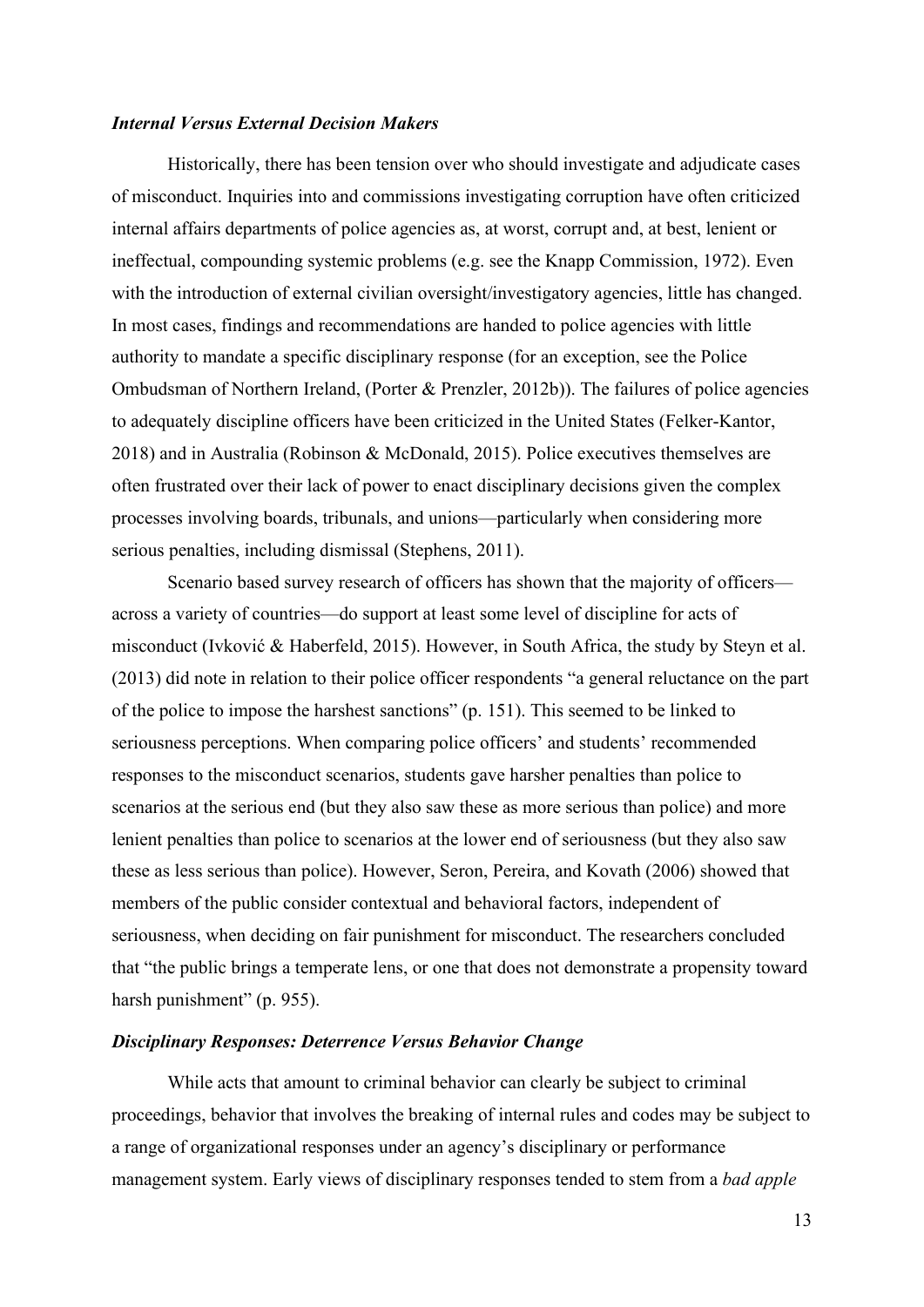### *Internal Versus External Decision Makers*

Historically, there has been tension over who should investigate and adjudicate cases of misconduct. Inquiries into and commissions investigating corruption have often criticized internal affairs departments of police agencies as, at worst, corrupt and, at best, lenient or ineffectual, compounding systemic problems (e.g. see the Knapp Commission, 1972). Even with the introduction of external civilian oversight/investigatory agencies, little has changed. In most cases, findings and recommendations are handed to police agencies with little authority to mandate a specific disciplinary response (for an exception, see the Police Ombudsman of Northern Ireland, (Porter & Prenzler, 2012b)). The failures of police agencies to adequately discipline officers have been criticized in the United States (Felker-Kantor, 2018) and in Australia (Robinson & McDonald, 2015). Police executives themselves are often frustrated over their lack of power to enact disciplinary decisions given the complex processes involving boards, tribunals, and unions—particularly when considering more serious penalties, including dismissal (Stephens, 2011).

Scenario based survey research of officers has shown that the majority of officers—across a variety of countries—do support at least some level of discipline for acts of misconduct (Ivković & Haberfeld, 2015). However, in South Africa, the study by Steyn et al. (2013) did note in relation to their police officer respondents "a general reluctance on the part of the police to impose the harshest sanctions" (p. 151). This seemed to be linked to seriousness perceptions. When comparing police officers' and students' recommended responses to the misconduct scenarios, students gave harsher penalties than police to scenarios at the serious end (but they also saw these as more serious than police) and more lenient penalties than police to scenarios at the lower end of seriousness (but they also saw these as less serious than police). However, Seron, Pereira, and Kovath (2006) showed that members of the public consider contextual and behavioral factors, independent of seriousness, when deciding on fair punishment for misconduct. The researchers concluded that "the public brings a temperate lens, or one that does not demonstrate a propensity toward harsh punishment" (p. 955).

### *Disciplinary Responses: Deterrence Versus Behavior Change*

While acts that amount to criminal behavior can clearly be subject to criminal proceedings, behavior that involves the breaking of internal rules and codes may be subject to a range of organizational responses under an agency's disciplinary or performance management system. Early views of disciplinary responses tended to stem from a *bad apple*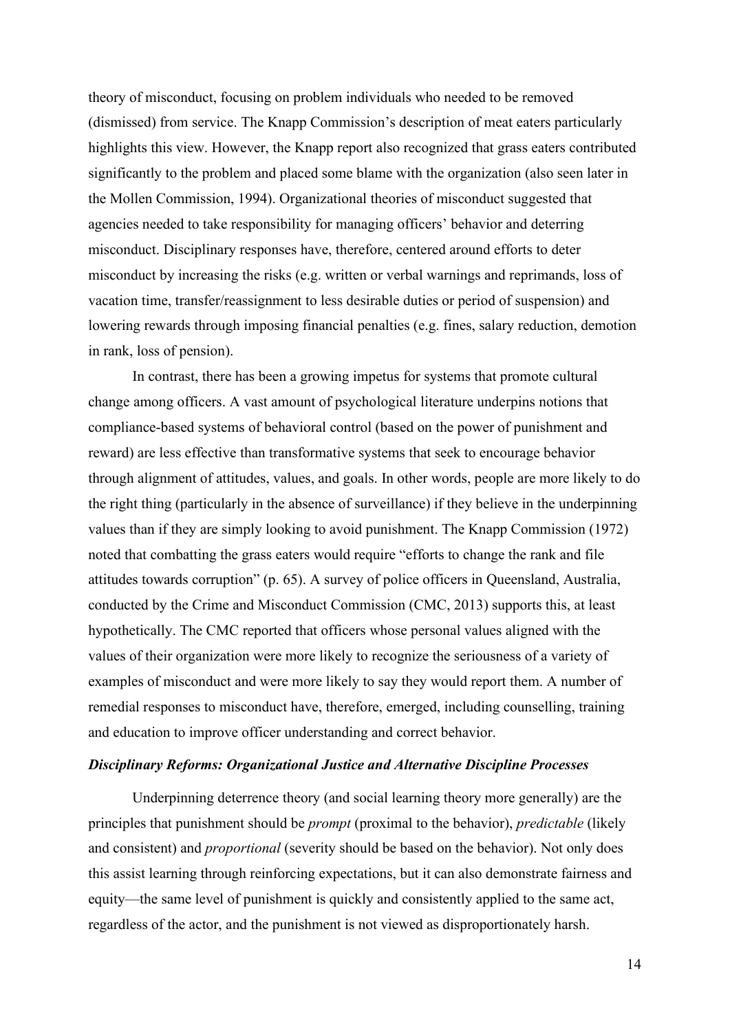theory of misconduct, focusing on problem individuals who needed to be removed (dismissed) from service. The Knapp Commission's description of meat eaters particularly highlights this view. However, the Knapp report also recognized that grass eaters contributed significantly to the problem and placed some blame with the organization (also seen later in the Mollen Commission, 1994). Organizational theories of misconduct suggested that agencies needed to take responsibility for managing officers' behavior and deterring misconduct. Disciplinary responses have, therefore, centered around efforts to deter misconduct by increasing the risks (e.g. written or verbal warnings and reprimands, loss of vacation time, transfer/reassignment to less desirable duties or period of suspension) and lowering rewards through imposing financial penalties (e.g. fines, salary reduction, demotion in rank, loss of pension).

In contrast, there has been a growing impetus for systems that promote cultural change among officers. A vast amount of psychological literature underpins notions that compliance-based systems of behavioral control (based on the power of punishment and reward) are less effective than transformative systems that seek to encourage behavior through alignment of attitudes, values, and goals. In other words, people are more likely to do the right thing (particularly in the absence of surveillance) if they believe in the underpinning values than if they are simply looking to avoid punishment. The Knapp Commission (1972) noted that combatting the grass eaters would require "efforts to change the rank and file attitudes towards corruption" (p. 65). A survey of police officers in Queensland, Australia, conducted by the Crime and Misconduct Commission (CMC, 2013) supports this, at least hypothetically. The CMC reported that officers whose personal values aligned with the values of their organization were more likely to recognize the seriousness of a variety of examples of misconduct and were more likely to say they would report them. A number of remedial responses to misconduct have, therefore, emerged, including counselling, training and education to improve officer understanding and correct behavior.

### ***Disciplinary Reforms: Organizational Justice and Alternative Discipline Processes***

Underpinning deterrence theory (and social learning theory more generally) are the principles that punishment should be *prompt* (proximal to the behavior), *predictable* (likely and consistent) and *proportional* (severity should be based on the behavior). Not only does this assist learning through reinforcing expectations, but it can also demonstrate fairness and equity—the same level of punishment is quickly and consistently applied to the same act, regardless of the actor, and the punishment is not viewed as disproportionately harsh.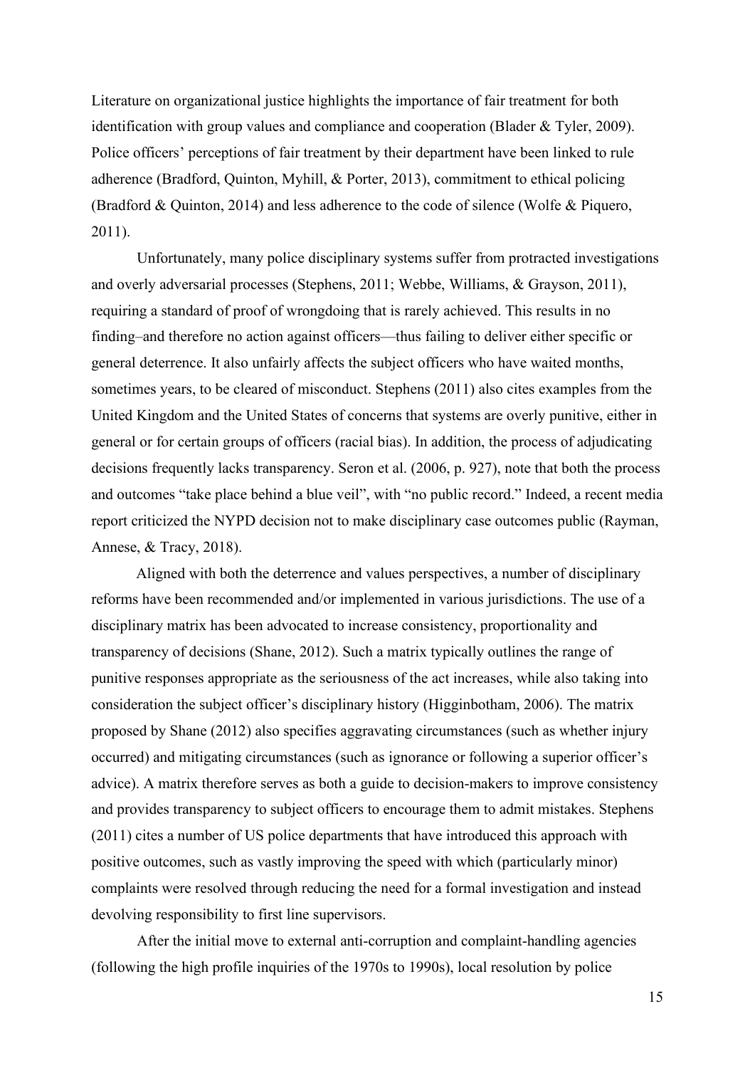Literature on organizational justice highlights the importance of fair treatment for both identification with group values and compliance and cooperation (Blader & Tyler, 2009). Police officers' perceptions of fair treatment by their department have been linked to rule adherence (Bradford, Quinton, Myhill, & Porter, 2013), commitment to ethical policing (Bradford & Quinton, 2014) and less adherence to the code of silence (Wolfe & Piquero, 2011).

Unfortunately, many police disciplinary systems suffer from protracted investigations and overly adversarial processes (Stephens, 2011; Webbe, Williams, & Grayson, 2011), requiring a standard of proof of wrongdoing that is rarely achieved. This results in no finding–and therefore no action against officers—thus failing to deliver either specific or general deterrence. It also unfairly affects the subject officers who have waited months, sometimes years, to be cleared of misconduct. Stephens (2011) also cites examples from the United Kingdom and the United States of concerns that systems are overly punitive, either in general or for certain groups of officers (racial bias). In addition, the process of adjudicating decisions frequently lacks transparency. Seron et al. (2006, p. 927), note that both the process and outcomes "take place behind a blue veil", with "no public record." Indeed, a recent media report criticized the NYPD decision not to make disciplinary case outcomes public (Rayman, Annese, & Tracy, 2018).

Aligned with both the deterrence and values perspectives, a number of disciplinary reforms have been recommended and/or implemented in various jurisdictions. The use of a disciplinary matrix has been advocated to increase consistency, proportionality and transparency of decisions (Shane, 2012). Such a matrix typically outlines the range of punitive responses appropriate as the seriousness of the act increases, while also taking into consideration the subject officer's disciplinary history (Higginbotham, 2006). The matrix proposed by Shane (2012) also specifies aggravating circumstances (such as whether injury occurred) and mitigating circumstances (such as ignorance or following a superior officer's advice). A matrix therefore serves as both a guide to decision-makers to improve consistency and provides transparency to subject officers to encourage them to admit mistakes. Stephens (2011) cites a number of US police departments that have introduced this approach with positive outcomes, such as vastly improving the speed with which (particularly minor) complaints were resolved through reducing the need for a formal investigation and instead devolving responsibility to first line supervisors.

After the initial move to external anti-corruption and complaint-handling agencies (following the high profile inquiries of the 1970s to 1990s), local resolution by police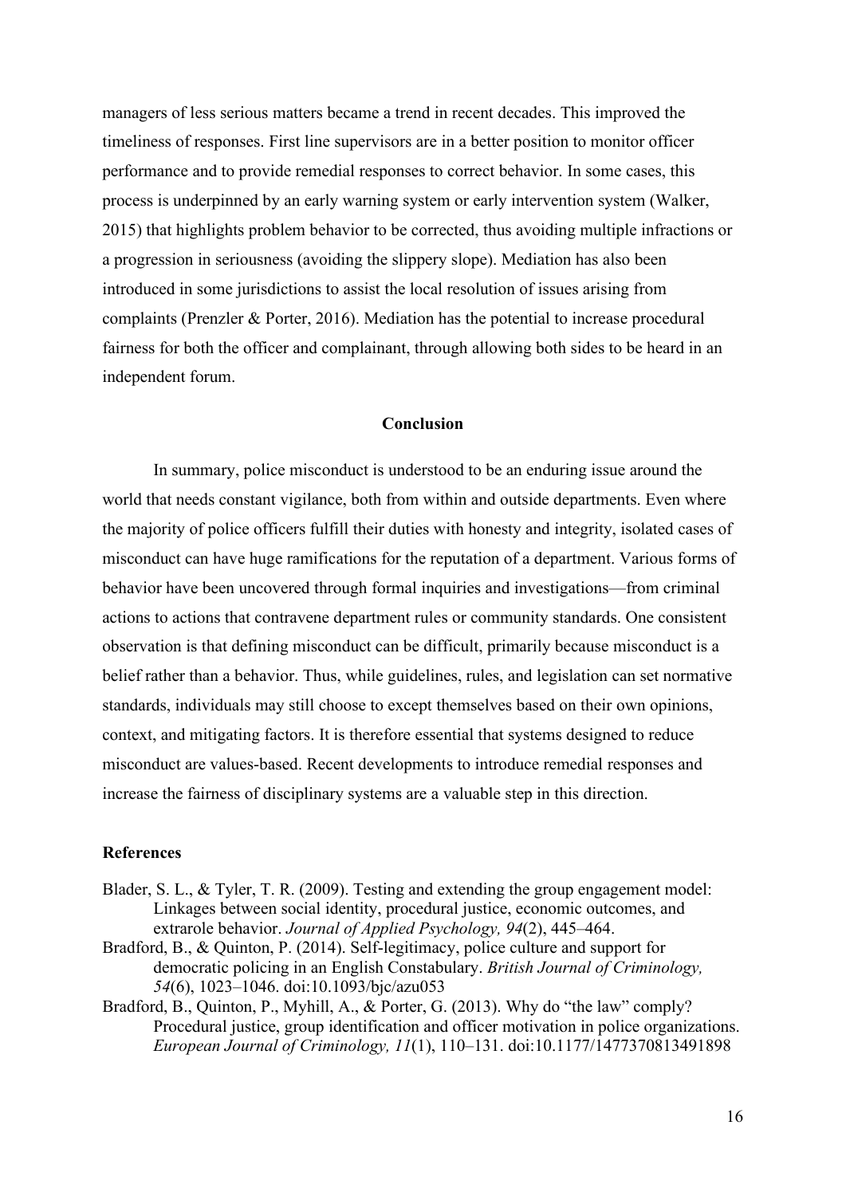managers of less serious matters became a trend in recent decades. This improved the timeliness of responses. First line supervisors are in a better position to monitor officer performance and to provide remedial responses to correct behavior. In some cases, this process is underpinned by an early warning system or early intervention system (Walker, 2015) that highlights problem behavior to be corrected, thus avoiding multiple infractions or a progression in seriousness (avoiding the slippery slope). Mediation has also been introduced in some jurisdictions to assist the local resolution of issues arising from complaints (Prenzler & Porter, 2016). Mediation has the potential to increase procedural fairness for both the officer and complainant, through allowing both sides to be heard in an independent forum.

## Conclusion

In summary, police misconduct is understood to be an enduring issue around the world that needs constant vigilance, both from within and outside departments. Even where the majority of police officers fulfill their duties with honesty and integrity, isolated cases of misconduct can have huge ramifications for the reputation of a department. Various forms of behavior have been uncovered through formal inquiries and investigations—from criminal actions to actions that contravene department rules or community standards. One consistent observation is that defining misconduct can be difficult, primarily because misconduct is a belief rather than a behavior. Thus, while guidelines, rules, and legislation can set normative standards, individuals may still choose to except themselves based on their own opinions, context, and mitigating factors. It is therefore essential that systems designed to reduce misconduct are values-based. Recent developments to introduce remedial responses and increase the fairness of disciplinary systems are a valuable step in this direction.

## References

Blader, S. L., & Tyler, T. R. (2009). Testing and extending the group engagement model: Linkages between social identity, procedural justice, economic outcomes, and extrarole behavior. *Journal of Applied Psychology, 94*(2), 445–464.

Bradford, B., & Quinton, P. (2014). Self-legitimacy, police culture and support for democratic policing in an English Constabulary. *British Journal of Criminology, 54*(6), 1023–1046. doi:10.1093/bjc/azu053

Bradford, B., Quinton, P., Myhill, A., & Porter, G. (2013). Why do "the law" comply? Procedural justice, group identification and officer motivation in police organizations. *European Journal of Criminology, 11*(1), 110–131. doi:10.1177/1477370813491898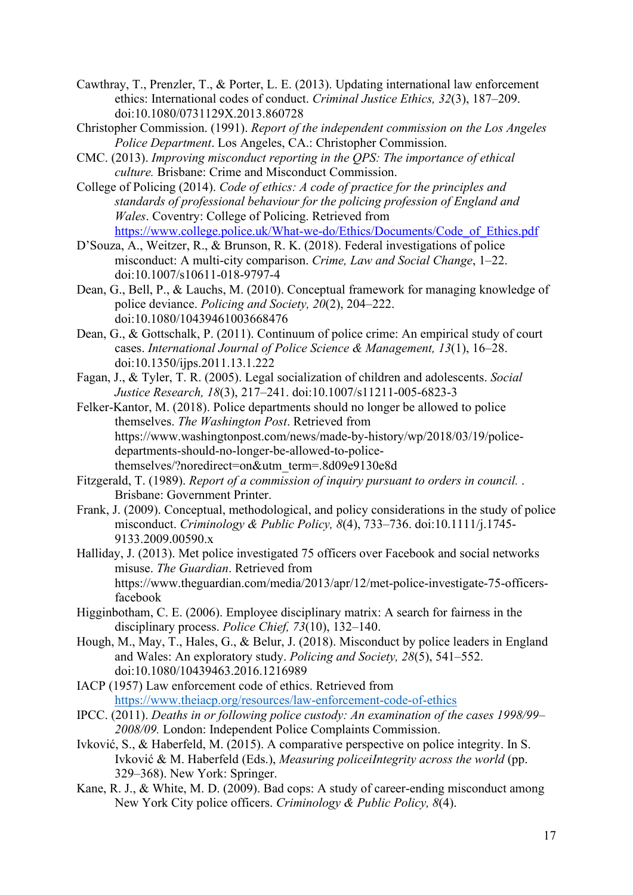Cawthray, T., Prenzler, T., & Porter, L. E. (2013). Updating international law enforcement ethics: International codes of conduct. *Criminal Justice Ethics, 32*(3), 187–209. doi:10.1080/0731129X.2013.860728

Christopher Commission. (1991). *Report of the independent commission on the Los Angeles Police Department*. Los Angeles, CA.: Christopher Commission.

CMC. (2013). *Improving misconduct reporting in the QPS: The importance of ethical culture.* Brisbane: Crime and Misconduct Commission.

College of Policing (2014). *Code of ethics: A code of practice for the principles and standards of professional behaviour for the policing profession of England and Wales*. Coventry: College of Policing. Retrieved from https://www.college.police.uk/What-we-do/Ethics/Documents/Code_of_Ethics.pdf

D'Souza, A., Weitzer, R., & Brunson, R. K. (2018). Federal investigations of police misconduct: A multi-city comparison. *Crime, Law and Social Change*, 1–22. doi:10.1007/s10611-018-9797-4

Dean, G., Bell, P., & Lauchs, M. (2010). Conceptual framework for managing knowledge of police deviance. *Policing and Society, 20*(2), 204–222. doi:10.1080/10439461003668476

Dean, G., & Gottschalk, P. (2011). Continuum of police crime: An empirical study of court cases. *International Journal of Police Science & Management, 13*(1), 16–28. doi:10.1350/ijps.2011.13.1.222

Fagan, J., & Tyler, T. R. (2005). Legal socialization of children and adolescents. *Social Justice Research, 18*(3), 217–241. doi:10.1007/s11211-005-6823-3

Felker-Kantor, M. (2018). Police departments should no longer be allowed to police themselves. *The Washington Post*. Retrieved from https://www.washingtonpost.com/news/made-by-history/wp/2018/03/19/police-departments-should-no-longer-be-allowed-to-police-themselves/?noredirect=on&utm_term=.8d09e9130e8d

Fitzgerald, T. (1989). *Report of a commission of inquiry pursuant to orders in council.* . Brisbane: Government Printer.

Frank, J. (2009). Conceptual, methodological, and policy considerations in the study of police misconduct. *Criminology & Public Policy, 8*(4), 733–736. doi:10.1111/j.1745-9133.2009.00590.x

Halliday, J. (2013). Met police investigated 75 officers over Facebook and social networks misuse. *The Guardian*. Retrieved from https://www.theguardian.com/media/2013/apr/12/met-police-investigate-75-officers-facebook

Higginbotham, C. E. (2006). Employee disciplinary matrix: A search for fairness in the disciplinary process. *Police Chief, 73*(10), 132–140.

Hough, M., May, T., Hales, G., & Belur, J. (2018). Misconduct by police leaders in England and Wales: An exploratory study. *Policing and Society, 28*(5), 541–552. doi:10.1080/10439463.2016.1216989

IACP (1957) Law enforcement code of ethics. Retrieved from https://www.theiacp.org/resources/law-enforcement-code-of-ethics

IPCC. (2011). *Deaths in or following police custody: An examination of the cases 1998/99–2008/09.* London: Independent Police Complaints Commission.

Ivković, S., & Haberfeld, M. (2015). A comparative perspective on police integrity. In S. Ivković & M. Haberfeld (Eds.), *Measuring policeiIntegrity across the world* (pp. 329–368). New York: Springer.

Kane, R. J., & White, M. D. (2009). Bad cops: A study of career-ending misconduct among New York City police officers. *Criminology & Public Policy, 8*(4).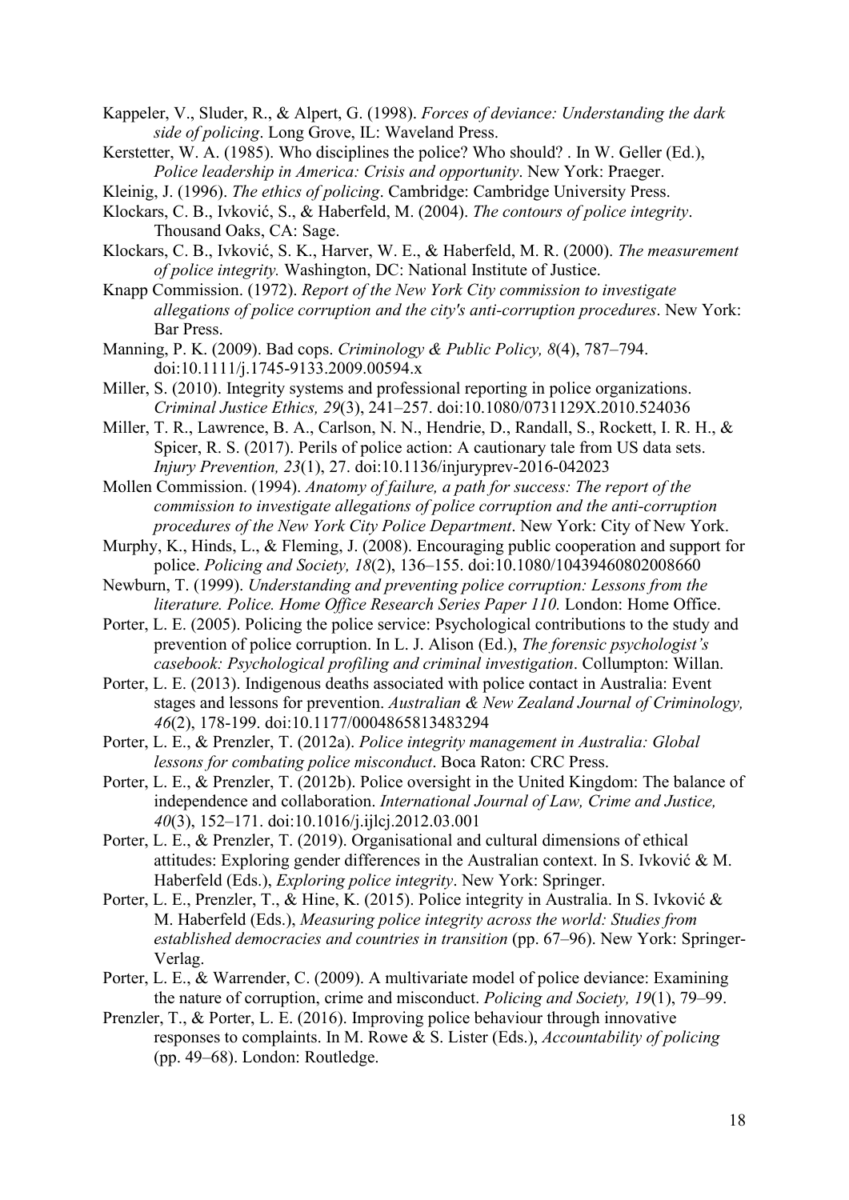Kappeler, V., Sluder, R., & Alpert, G. (1998). *Forces of deviance: Understanding the dark side of policing*. Long Grove, IL: Waveland Press.

Kerstetter, W. A. (1985). Who disciplines the police? Who should? . In W. Geller (Ed.), *Police leadership in America: Crisis and opportunity*. New York: Praeger.

Kleinig, J. (1996). *The ethics of policing*. Cambridge: Cambridge University Press.

Klockars, C. B., Ivković, S., & Haberfeld, M. (2004). *The contours of police integrity*. Thousand Oaks, CA: Sage.

Klockars, C. B., Ivković, S. K., Harver, W. E., & Haberfeld, M. R. (2000). *The measurement of police integrity.* Washington, DC: National Institute of Justice.

Knapp Commission. (1972). *Report of the New York City commission to investigate allegations of police corruption and the city's anti-corruption procedures*. New York: Bar Press.

Manning, P. K. (2009). Bad cops. *Criminology & Public Policy, 8*(4), 787–794. doi:10.1111/j.1745-9133.2009.00594.x

Miller, S. (2010). Integrity systems and professional reporting in police organizations. *Criminal Justice Ethics, 29*(3), 241–257. doi:10.1080/0731129X.2010.524036

Miller, T. R., Lawrence, B. A., Carlson, N. N., Hendrie, D., Randall, S., Rockett, I. R. H., & Spicer, R. S. (2017). Perils of police action: A cautionary tale from US data sets. *Injury Prevention, 23*(1), 27. doi:10.1136/injuryprev-2016-042023

Mollen Commission. (1994). *Anatomy of failure, a path for success: The report of the commission to investigate allegations of police corruption and the anti-corruption procedures of the New York City Police Department*. New York: City of New York.

Murphy, K., Hinds, L., & Fleming, J. (2008). Encouraging public cooperation and support for police. *Policing and Society, 18*(2), 136–155. doi:10.1080/10439460802008660

Newburn, T. (1999). *Understanding and preventing police corruption: Lessons from the literature. Police. Home Office Research Series Paper 110.* London: Home Office.

Porter, L. E. (2005). Policing the police service: Psychological contributions to the study and prevention of police corruption. In L. J. Alison (Ed.), *The forensic psychologist's casebook: Psychological profiling and criminal investigation*. Collumpton: Willan.

Porter, L. E. (2013). Indigenous deaths associated with police contact in Australia: Event stages and lessons for prevention. *Australian & New Zealand Journal of Criminology, 46*(2), 178-199. doi:10.1177/0004865813483294

Porter, L. E., & Prenzler, T. (2012a). *Police integrity management in Australia: Global lessons for combating police misconduct*. Boca Raton: CRC Press.

Porter, L. E., & Prenzler, T. (2012b). Police oversight in the United Kingdom: The balance of independence and collaboration. *International Journal of Law, Crime and Justice, 40*(3), 152–171. doi:10.1016/j.ijlcj.2012.03.001

Porter, L. E., & Prenzler, T. (2019). Organisational and cultural dimensions of ethical attitudes: Exploring gender differences in the Australian context. In S. Ivković & M. Haberfeld (Eds.), *Exploring police integrity*. New York: Springer.

Porter, L. E., Prenzler, T., & Hine, K. (2015). Police integrity in Australia. In S. Ivković & M. Haberfeld (Eds.), *Measuring police integrity across the world: Studies from established democracies and countries in transition* (pp. 67–96). New York: Springer-Verlag.

Porter, L. E., & Warrender, C. (2009). A multivariate model of police deviance: Examining the nature of corruption, crime and misconduct. *Policing and Society, 19*(1), 79–99.

Prenzler, T., & Porter, L. E. (2016). Improving police behaviour through innovative responses to complaints. In M. Rowe & S. Lister (Eds.), *Accountability of policing* (pp. 49–68). London: Routledge.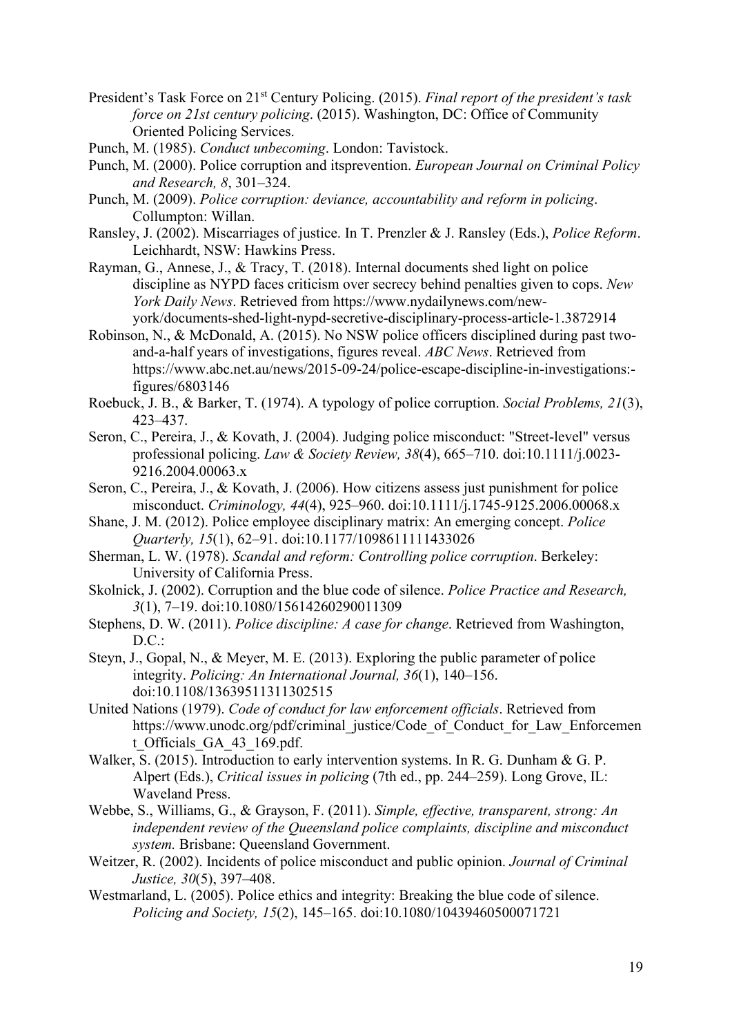President's Task Force on 21st Century Policing. (2015). *Final report of the president's task force on 21st century policing*. (2015). Washington, DC: Office of Community Oriented Policing Services.

Punch, M. (1985). *Conduct unbecoming*. London: Tavistock.

Punch, M. (2000). Police corruption and itsprevention. *European Journal on Criminal Policy and Research, 8*, 301–324.

Punch, M. (2009). *Police corruption: deviance, accountability and reform in policing*. Collumpton: Willan.

Ransley, J. (2002). Miscarriages of justice. In T. Prenzler & J. Ransley (Eds.), *Police Reform*. Leichhardt, NSW: Hawkins Press.

Rayman, G., Annese, J., & Tracy, T. (2018). Internal documents shed light on police discipline as NYPD faces criticism over secrecy behind penalties given to cops. *New York Daily News*. Retrieved from https://www.nydailynews.com/new-york/documents-shed-light-nypd-secretive-disciplinary-process-article-1.3872914

Robinson, N., & McDonald, A. (2015). No NSW police officers disciplined during past two-and-a-half years of investigations, figures reveal. *ABC News*. Retrieved from https://www.abc.net.au/news/2015-09-24/police-escape-discipline-in-investigations:-figures/6803146

Roebuck, J. B., & Barker, T. (1974). A typology of police corruption. *Social Problems, 21*(3), 423–437.

Seron, C., Pereira, J., & Kovath, J. (2004). Judging police misconduct: "Street-level" versus professional policing. *Law & Society Review, 38*(4), 665–710. doi:10.1111/j.0023-9216.2004.00063.x

Seron, C., Pereira, J., & Kovath, J. (2006). How citizens assess just punishment for police misconduct. *Criminology, 44*(4), 925–960. doi:10.1111/j.1745-9125.2006.00068.x

Shane, J. M. (2012). Police employee disciplinary matrix: An emerging concept. *Police Quarterly, 15*(1), 62–91. doi:10.1177/1098611111433026

Sherman, L. W. (1978). *Scandal and reform: Controlling police corruption*. Berkeley: University of California Press.

Skolnick, J. (2002). Corruption and the blue code of silence. *Police Practice and Research, 3*(1), 7–19. doi:10.1080/15614260290011309

Stephens, D. W. (2011). *Police discipline: A case for change*. Retrieved from Washington, D.C.:

Steyn, J., Gopal, N., & Meyer, M. E. (2013). Exploring the public parameter of police integrity. *Policing: An International Journal, 36*(1), 140–156. doi:10.1108/13639511311302515

United Nations (1979). *Code of conduct for law enforcement officials*. Retrieved from https://www.unodc.org/pdf/criminal_justice/Code_of_Conduct_for_Law_Enforcement_Officials_GA_43_169.pdf.

Walker, S. (2015). Introduction to early intervention systems. In R. G. Dunham & G. P. Alpert (Eds.), *Critical issues in policing* (7th ed., pp. 244–259). Long Grove, IL: Waveland Press.

Webbe, S., Williams, G., & Grayson, F. (2011). *Simple, effective, transparent, strong: An independent review of the Queensland police complaints, discipline and misconduct system.* Brisbane: Queensland Government.

Weitzer, R. (2002). Incidents of police misconduct and public opinion. *Journal of Criminal Justice, 30*(5), 397–408.

Westmarland, L. (2005). Police ethics and integrity: Breaking the blue code of silence. *Policing and Society, 15*(2), 145–165. doi:10.1080/10439460500071721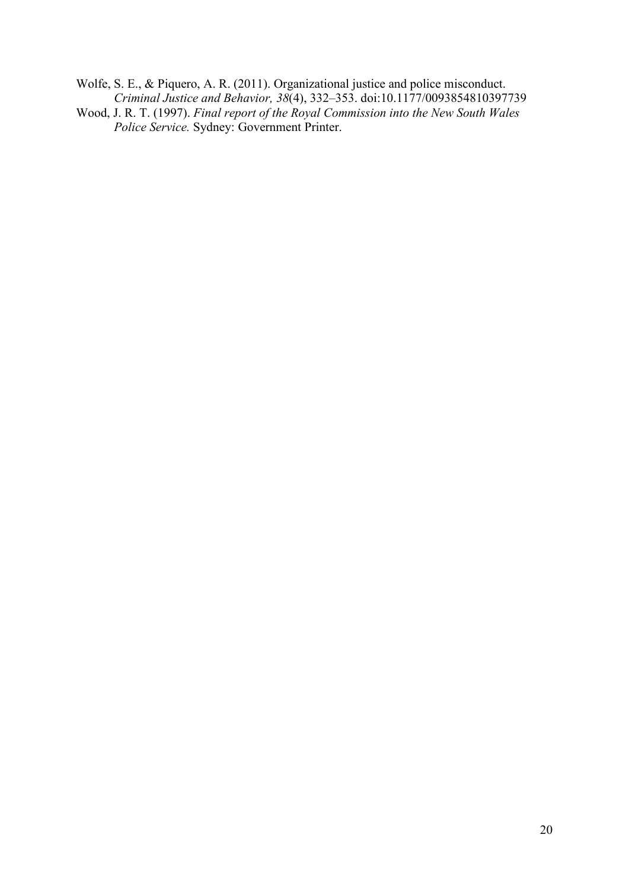Wolfe, S. E., & Piquero, A. R. (2011). Organizational justice and police misconduct. *Criminal Justice and Behavior, 38*(4), 332–353. doi:10.1177/0093854810397739

Wood, J. R. T. (1997). *Final report of the Royal Commission into the New South Wales Police Service.* Sydney: Government Printer.